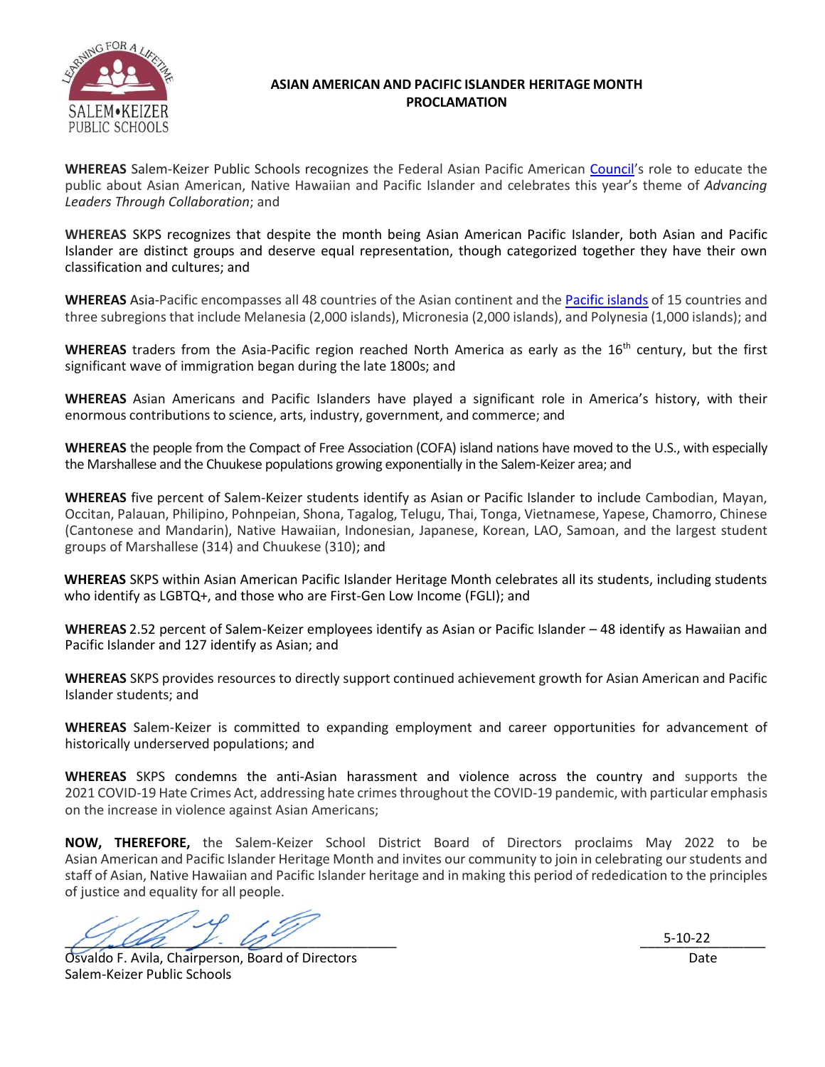# ASIAN AMERICAN AND PACIFIC ISLANDER HERITAGE MONTH PROCLAMATION

**WHEREAS** Salem-Keizer Public Schools recognizes the Federal Asian Pacific American Council's role to educate the public about Asian American, Native Hawaiian and Pacific Islander and celebrates this year's theme of *Advancing Leaders Through Collaboration*; and

**WHEREAS** SKPS recognizes that despite the month being Asian American Pacific Islander, both Asian and Pacific Islander are distinct groups and deserve equal representation, though categorized together they have their own classification and cultures; and

**WHEREAS** Asia-Pacific encompasses all 48 countries of the Asian continent and the Pacific islands of 15 countries and three subregions that include Melanesia (2,000 islands), Micronesia (2,000 islands), and Polynesia (1,000 islands); and

**WHEREAS** traders from the Asia-Pacific region reached North America as early as the 16th century, but the first significant wave of immigration began during the late 1800s; and

**WHEREAS** Asian Americans and Pacific Islanders have played a significant role in America's history, with their enormous contributions to science, arts, industry, government, and commerce; and

**WHEREAS** the people from the Compact of Free Association (COFA) island nations have moved to the U.S., with especially the Marshallese and the Chuukese populations growing exponentially in the Salem-Keizer area; and

**WHEREAS** five percent of Salem-Keizer students identify as Asian or Pacific Islander to include Cambodian, Mayan, Occitan, Palauan, Philipino, Pohnpeian, Shona, Tagalog, Telugu, Thai, Tonga, Vietnamese, Yapese, Chamorro, Chinese (Cantonese and Mandarin), Native Hawaiian, Indonesian, Japanese, Korean, LAO, Samoan, and the largest student groups of Marshallese (314) and Chuukese (310); and

**WHEREAS** SKPS within Asian American Pacific Islander Heritage Month celebrates all its students, including students who identify as LGBTQ+, and those who are First-Gen Low Income (FGLI); and

**WHEREAS** 2.52 percent of Salem-Keizer employees identify as Asian or Pacific Islander – 48 identify as Hawaiian and Pacific Islander and 127 identify as Asian; and

**WHEREAS** SKPS provides resources to directly support continued achievement growth for Asian American and Pacific Islander students; and

**WHEREAS** Salem-Keizer is committed to expanding employment and career opportunities for advancement of historically underserved populations; and

**WHEREAS** SKPS condemns the anti-Asian harassment and violence across the country and supports the 2021 COVID-19 Hate Crimes Act, addressing hate crimes throughout the COVID-19 pandemic, with particular emphasis on the increase in violence against Asian Americans;

**NOW, THEREFORE,** the Salem-Keizer School District Board of Directors proclaims May 2022 to be Asian American and Pacific Islander Heritage Month and invites our community to join in celebrating our students and staff of Asian, Native Hawaiian and Pacific Islander heritage and in making this period of rededication to the principles of justice and equality for all people.

Osvaldo F. Avila, Chairperson, Board of Directors
Salem-Keizer Public Schools

5-10-22
Date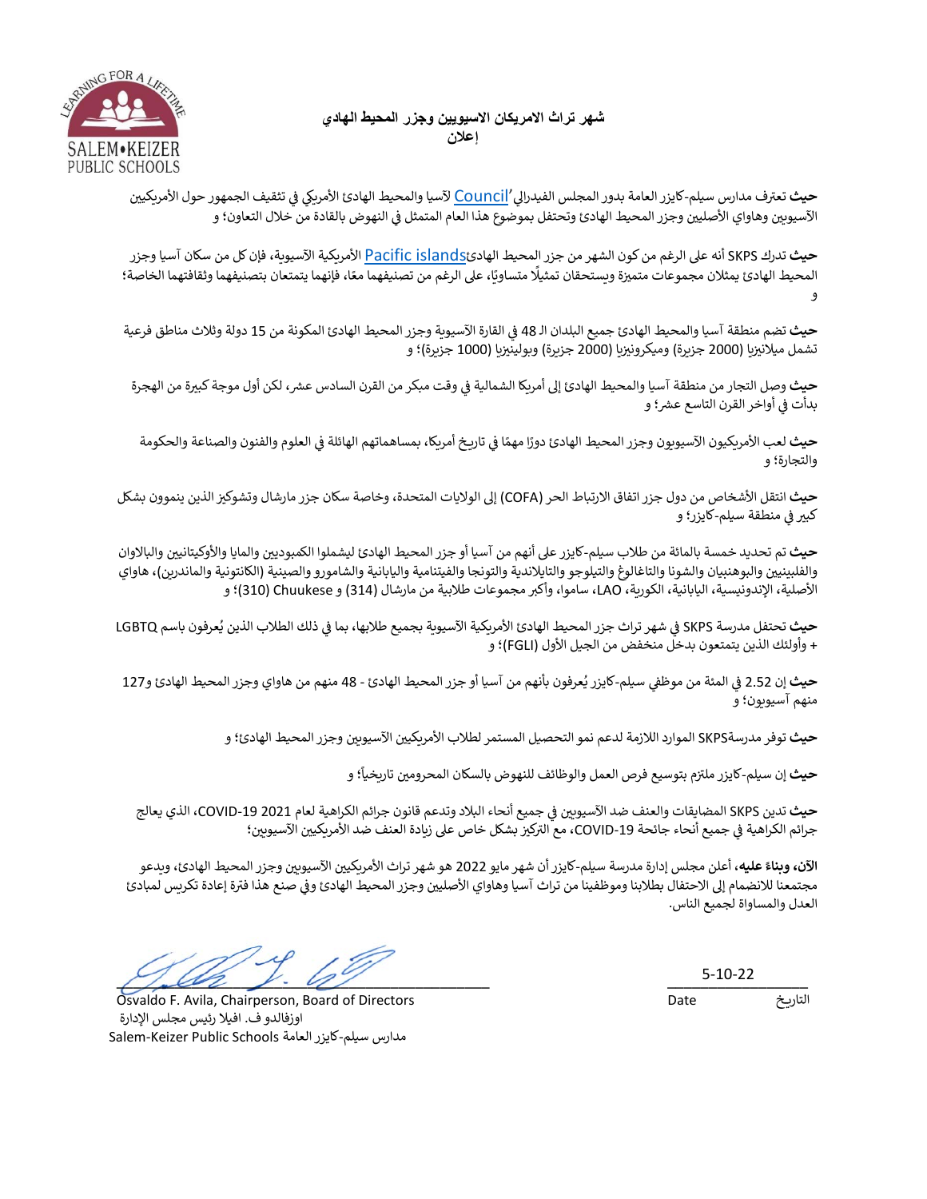## شهر تراث الامريكان الاسيويين وجزر المحيط الهادي
## إعلان

**حيث** تعترف مدارس سيلم-كايزر العامة بدور المجلس الفيدرالي’Council لآسيا والمحيط الهادئ الأمريكي في تثقيف الجمهور حول الأمريكيين الآسيويين وهاواي الأصليين وجزر المحيط الهادئ وتحتفل بموضوع هذا العام المتمثل في النهوض بالقادة من خلال التعاون؛ و

**حيث** تدرك SKPS أنه على الرغم من كون الشهر من جزر المحيط الهادئPacific islands الأمريكية الآسيوية، فإن كل من سكان آسيا وجزر المحيط الهادئ يمثلان مجموعات متميزة ويستحقان تمثيلًا متساويًا، على الرغم من تصنيفهما معًا، فإنهما يتمتعان بتصنيفهما وثقافتهما الخاصة؛ و

**حيث** تضم منطقة آسيا والمحيط الهادئ جميع البلدان الـ 48 في القارة الآسيوية وجزر المحيط الهادئ المكونة من 15 دولة وثلاث مناطق فرعية تشمل ميلانيزيا (2000 جزيرة) وميكرونيزيا (2000 جزيرة) وبولينيزيا (1000 جزيرة)؛ و

**حيث** وصل التجار من منطقة آسيا والمحيط الهادئ إلى أمريكا الشمالية في وقت مبكر من القرن السادس عشر، لكن أول موجة كبيرة من الهجرة بدأت في أواخر القرن التاسع عشر؛ و

**حيث** لعب الأمريكيون الآسيويون وجزر المحيط الهادئ دورًا مهمًا في تاريخ أمريكا، بمساهماتهم الهائلة في العلوم والفنون والصناعة والحكومة والتجارة؛ و

**حيث** انتقل الأشخاص من دول جزر اتفاق الارتباط الحر (COFA) إلى الولايات المتحدة، وخاصة سكان جزر مارشال وتشوكيز الذين ينمون بشكل كبير في منطقة سيلم-كايزر؛ و

**حيث** تم تحديد خمسة بالمائة من طلاب سيلم-كايزر على أنهم من آسيا أو جزر المحيط الهادئ ليشملوا الكمبوديين والمايا والأوكيتانيين والبالاوان والفلبينيين والبوهنبيان والشونا والتاغالوغ والتيلوجو والتايلاندية والتونجا والفيتنامية واليابانية والشامورو والصينية (الكانتونية والماندرين)، هاواي الأصلية، الإندونيسية، اليابانية، الكورية، LAO، ساموا، وأكبر مجموعات طلابية من مارشال (314) و Chuukese (310)؛ و

**حيث** تحتفل مدرسة SKPS في شهر تراث جزر المحيط الهادئ الأمريكية الآسيوية بجميع طلابها، بما في ذلك الطلاب الذين يُعرفون باسم LGBTQ + وأولئك الذين يتمتعون بدخل منخفض من الجيل الأول (FGLI)؛ و

**حيث** إن 2.52 في المئة من موظفي سيلم-كايزر يُعرفون بأنهم من آسيا أو جزر المحيط الهادئ - 48 منهم من هاواي وجزر المحيط الهادئ و127 منهم آسيويون؛ و

**حيث** توفر مدرسةSKPS الموارد اللازمة لدعم نمو التحصيل المستمر لطلاب الأمريكيين الآسيويين وجزر المحيط الهادئ؛ و

**حيث** إن سيلم-كايزر ملتزم بتوسيع فرص العمل والوظائف للنهوض بالسكان المحرومين تاريخياً؛ و

**حيث** تدين SKPS المضايقات والعنف ضد الآسيويين في جميع أنحاء البلاد وتدعم قانون جرائم الكراهية لعام 2021 COVID-19، الذي يعالج جرائم الكراهية في جميع أنحاء جائحة COVID-19، مع التركيز بشكل خاص على زيادة العنف ضد الأمريكيين الآسيويين؛

**الآن، وبناءً عليه،** أعلن مجلس إدارة مدرسة سيلم-كايزر أن شهر مايو 2022 هو شهر تراث الأمريكيين الآسيويين وجزر المحيط الهادئ، ويدعو مجتمعنا للانضمام إلى الاحتفال بطلابنا وموظفينا من تراث آسيا وهاواي الأصليين وجزر المحيط الهادئ وفي صنع هذا فترة إعادة تكريس لمبادئ العدل والمساواة لجميع الناس.

Osvaldo F. Avila, Chairperson, Board of Directors
اوزفالدو ف. افيلا رئيس مجلس الإدارة
Salem-Keizer Public Schools مدارس سيلم-كايزر العامة

5-10-22
Date التاريخ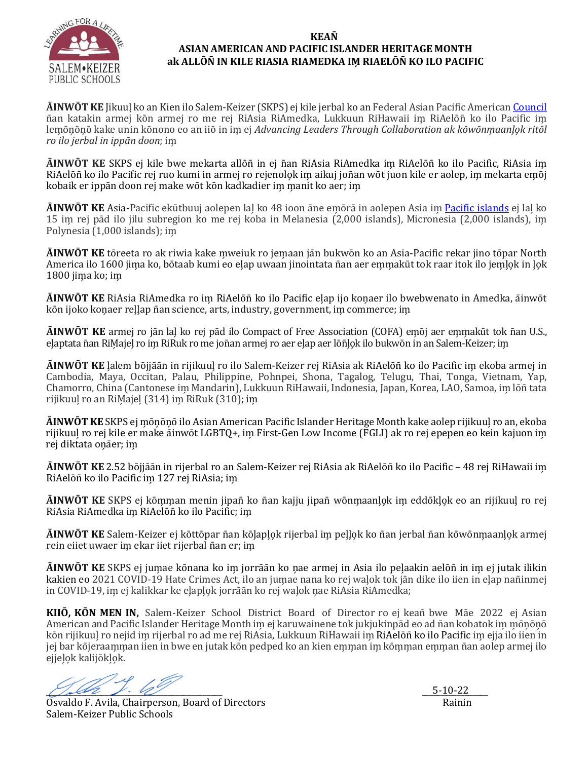# KEAÑ
## ASIAN AMERICAN AND PACIFIC ISLANDER HERITAGE MONTH
## ak ALLŌÑ IN KILE RIASIA RIAMEDKA IṂ RIAELŌÑ KO ILO PACIFIC

**ĀINWŌT KE** Jikuuļ ko an Kien ilo Salem-Keizer (SKPS) ej kile jerbal ko an Federal Asian Pacific American Council ñan katakin armej kōn armej ro me rej RiAsia RiAmedka, Lukkuun RiHawaii im RiAelōñ ko ilo Pacific im lemōņōņō kake unin kōnono eo an iiō in im ej *Advancing Leaders Through Collaboration ak kōwōnmaanļok ritōl ro ilo jerbal in ippān doon*; im

**ĀINWŌT KE** SKPS ej kile bwe mekarta allōñ in ej ñan RiAsia RiAmedka im RiAelōñ ko ilo Pacific, RiAsia im RiAelōñ ko ilo Pacific rej ruo kumi in armej ro rejenolok im aikuj joñan wōt juon kile er aolep, im mekarta emōj kobaik er ippān doon rej make wōt kōn kadkadier im manit ko aer; im

**ĀINWŌT KE** Asia-Pacific ekūtbuuj aolepen laļ ko 48 ioon āne emōrā in aolepen Asia im Pacific islands ej laļ ko 15 im rej pād ilo jilu subregion ko me rej koba in Melanesia (2,000 islands), Micronesia (2,000 islands), im Polynesia (1,000 islands); im

**ĀINWŌT KE** tōreeta ro ak riwia kake mweiuk ro jemaan jān bukwōn ko an Asia-Pacific rekar jino tōpar North America ilo 1600 jima ko, bōtaab kumi eo eļap uwaan jinointata ñan aer emmakūt tok raar itok ilo jemļok in ļok 1800 jima ko; im

**ĀINWŌT KE** RiAsia RiAmedka ro im RiAelōñ ko ilo Pacific eļap ijo koņaer ilo bwebwenato in Amedka, āinwōt kōn ijoko koņaer reļļap ñan science, arts, industry, government, im commerce; im

**ĀINWŌT KE** armej ro jān laļ ko rej pād ilo Compact of Free Association (COFA) emōj aer emmakūt tok ñan U.S., eļaptata ñan RiMajeļ ro im RiRuk ro me joñan armej ro aer eļap aer lōñļok ilo bukwōn in an Salem-Keizer; im

**ĀINWŌT KE** ļalem bōjjāān in rijikuuļ ro ilo Salem-Keizer rej RiAsia ak RiAelōñ ko ilo Pacific im ekoba armej in Cambodia, Maya, Occitan, Palau, Philippine, Pohnpei, Shona, Tagalog, Telugu, Thai, Tonga, Vietnam, Yap, Chamorro, China (Cantonese im Mandarin), Lukkuun RiHawaii, Indonesia, Japan, Korea, LAO, Samoa, im lōñ tata rijikuuļ ro an RiMajeļ (314) im RiRuk (310); im

**ĀINWŌT KE** SKPS ej mōņōņō ilo Asian American Pacific Islander Heritage Month kake aolep rijikuuļ ro an, ekoba rijikuuļ ro rej kile er make āinwōt LGBTQ+, im First-Gen Low Income (FGLI) ak ro rej epepen eo kein kajuon im rej diktata oņāer; im

**ĀINWŌT KE** 2.52 bōjjāān in rijerbal ro an Salem-Keizer rej RiAsia ak RiAelōñ ko ilo Pacific – 48 rej RiHawaii im RiAelōñ ko ilo Pacific im 127 rej RiAsia; im

**ĀINWŌT KE** SKPS ej kōmman menin jipañ ko ñan kajju jipañ wōnmaanļok im eddōkļok eo an rijikuuļ ro rej RiAsia RiAmedka im RiAelōñ ko ilo Pacific; im

**ĀINWŌT KE** Salem-Keizer ej kōttōpar ñan kōļapļok rijerbal im peļļok ko ñan jerbal ñan kōwōnmaanļok armej rein eiiet uwaer im ekar iiet rijerbal ñan er; im

**ĀINWŌT KE** SKPS ej jumae kōnana ko im jorrāān ko nae armej in Asia ilo peļaakin aelōñ in im ej jutak ilikin kakien eo 2021 COVID-19 Hate Crimes Act, ilo an jumae nana ko rej waļok tok jān dike ilo iien in eļap nañinmej in COVID-19, im ej kalikkar ke eļapļok jorrāān ko rej waļok nae RiAsia RiAmedka;

**KIIŌ, KŌN MEN IN,** Salem-Keizer School District Board of Director ro ej keañ bwe Māe 2022 ej Asian American and Pacific Islander Heritage Month im ej karuwainene tok jukjukinpād eo ad ñan kobatok im mōņōņō kōn rijikuuļ ro nejid im rijerbal ro ad me rej RiAsia, Lukkuun RiHawaii im RiAelōñ ko ilo Pacific im ejja ilo iien in jej bar kōjeraamman iien in bwe en jutak kōn pedped ko an kien emman im kōmman emman ñan aolep armej ilo ejjeļok kalijōkļok.

Osvaldo F. Avila, Chairperson, Board of Directors
Salem-Keizer Public Schools

5-10-22
Rainin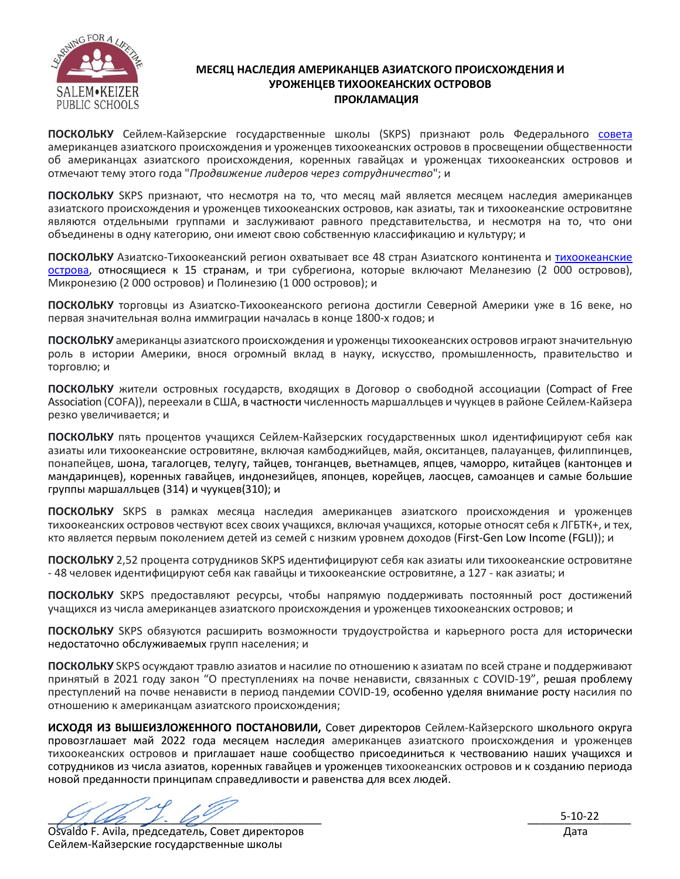SALEM•KEIZER PUBLIC SCHOOLS

LEARNING FOR A LIFETIME

# МЕСЯЦ НАСЛЕДИЯ АМЕРИКАНЦЕВ АЗИАТСКОГО ПРОИСХОЖДЕНИЯ И УРОЖЕНЦЕВ ТИХООКЕАНСКИХ ОСТРОВОВ ПРОКЛАМАЦИЯ

**ПОСКОЛЬКУ** Сейлем-Кайзерские государственные школы (SKPS) признают роль Федерального совета американцев азиатского происхождения и уроженцев тихоокеанских островов в просвещении общественности об американцах азиатского происхождения, коренных гавайцах и уроженцах тихоокеанских островов и отмечают тему этого года "*Продвижение лидеров через сотрудничество*"; и

**ПОСКОЛЬКУ** SKPS признают, что несмотря на то, что месяц май является месяцем наследия американцев азиатского происхождения и уроженцев тихоокеанских островов, как азиаты, так и тихоокеанские островитяне являются отдельными группами и заслуживают равного представительства, и несмотря на то, что они объединены в одну категорию, они имеют свою собственную классификацию и культуру; и

**ПОСКОЛЬКУ** Азиатско-Тихоокеанский регион охватывает все 48 стран Азиатского континента и тихоокеанские острова, относящиеся к 15 странам, и три субрегиона, которые включают Меланезию (2 000 островов), Микронезию (2 000 островов) и Полинезию (1 000 островов); и

**ПОСКОЛЬКУ** торговцы из Азиатско-Тихоокеанского региона достигли Северной Америки уже в 16 веке, но первая значительная волна иммиграции началась в конце 1800-х годов; и

**ПОСКОЛЬКУ** американцы азиатского происхождения и уроженцы тихоокеанских островов играют значительную роль в истории Америки, внося огромный вклад в науку, искусство, промышленность, правительство и торговлю; и

**ПОСКОЛЬКУ** жители островных государств, входящих в Договор о свободной ассоциации (Compact of Free Association (COFA)), переехали в США, в частности численность маршалльцев и чуукцев в районе Сейлем-Кайзера резко увеличивается; и

**ПОСКОЛЬКУ** пять процентов учащихся Сейлем-Кайзерских государственных школ идентифицируют себя как азиаты или тихоокеанские островитяне, включая камбоджийцев, майя, окситанцев, палауанцев, филиппинцев, понапейцев, шона, тагалогцев, телугу, тайцев, тонганцев, вьетнамцев, япцев, чаморро, китайцев (кантонцев и мандаринцев), коренных гавайцев, индонезийцев, японцев, корейцев, лаосцев, самоанцев и самые большие группы маршалльцев (314) и чуукцев(310); и

**ПОСКОЛЬКУ** SKPS в рамках месяца наследия американцев азиатского происхождения и уроженцев тихоокеанских островов чествуют всех своих учащихся, включая учащихся, которые относят себя к ЛГБТК+, и тех, кто является первым поколением детей из семей с низким уровнем доходов (First-Gen Low Income (FGLI)); и

**ПОСКОЛЬКУ** 2,52 процента сотрудников SKPS идентифицируют себя как азиаты или тихоокеанские островитяне - 48 человек идентифицируют себя как гавайцы и тихоокеанские островитяне, а 127 - как азиаты; и

**ПОСКОЛЬКУ** SKPS предоставляют ресурсы, чтобы напрямую поддерживать постоянный рост достижений учащихся из числа американцев азиатского происхождения и уроженцев тихоокеанских островов; и

**ПОСКОЛЬКУ** SKPS обязуются расширить возможности трудоустройства и карьерного роста для исторически недостаточно обслуживаемых групп населения; и

**ПОСКОЛЬКУ** SKPS осуждают травлю азиатов и насилие по отношению к азиатам по всей стране и поддерживают принятый в 2021 году закон "О преступлениях на почве ненависти, связанных с COVID-19", решая проблему преступлений на почве ненависти в период пандемии COVID-19, особенно уделяя внимание росту насилия по отношению к американцам азиатского происхождения;

**ИСХОДЯ ИЗ ВЫШЕИЗЛОЖЕННОГО ПОСТАНОВИЛИ,** Совет директоров Сейлем-Кайзерского школьного округа провозглашает май 2022 года месяцем наследия американцев азиатского происхождения и уроженцев тихоокеанских островов и приглашает наше сообщество присоединиться к чествованию наших учащихся и сотрудников из числа азиатов, коренных гавайцев и уроженцев тихоокеанских островов и к созданию периода новой преданности принципам справедливости и равенства для всех людей.

Osvaldo F. Avila, председатель, Совет директоров
Сейлем-Кайзерские государственные школы

5-10-22
Дата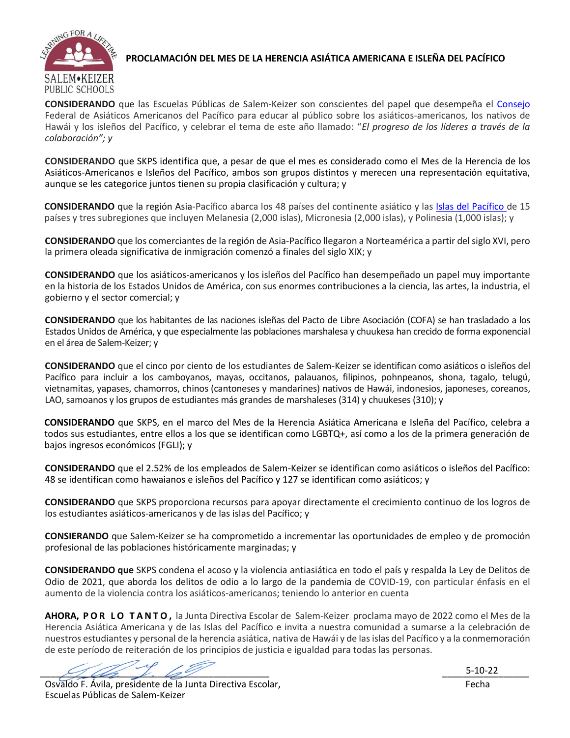SALEM•KEIZER PUBLIC SCHOOLS

# PROCLAMACIÓN DEL MES DE LA HERENCIA ASIÁTICA AMERICANA E ISLEÑA DEL PACÍFICO

**CONSIDERANDO** que las Escuelas Públicas de Salem-Keizer son conscientes del papel que desempeña el Consejo Federal de Asiáticos Americanos del Pacífico para educar al público sobre los asiáticos-americanos, los nativos de Hawái y los isleños del Pacífico, y celebrar el tema de este año llamado: "*El progreso de los líderes a través de la colaboración"; y*

**CONSIDERANDO** que SKPS identifica que, a pesar de que el mes es considerado como el Mes de la Herencia de los Asiáticos-Americanos e Isleños del Pacífico, ambos son grupos distintos y merecen una representación equitativa, aunque se les categorice juntos tienen su propia clasificación y cultura; y

**CONSIDERANDO** que la región Asia-Pacífico abarca los 48 países del continente asiático y las Islas del Pacífico de 15 países y tres subregiones que incluyen Melanesia (2,000 islas), Micronesia (2,000 islas), y Polinesia (1,000 islas); y

**CONSIDERANDO** que los comerciantes de la región de Asia-Pacífico llegaron a Norteamérica a partir del siglo XVI, pero la primera oleada significativa de inmigración comenzó a finales del siglo XIX; y

**CONSIDERANDO** que los asiáticos-americanos y los isleños del Pacífico han desempeñado un papel muy importante en la historia de los Estados Unidos de América, con sus enormes contribuciones a la ciencia, las artes, la industria, el gobierno y el sector comercial; y

**CONSIDERANDO** que los habitantes de las naciones isleñas del Pacto de Libre Asociación (COFA) se han trasladado a los Estados Unidos de América, y que especialmente las poblaciones marshalesa y chuukesa han crecido de forma exponencial en el área de Salem-Keizer; y

**CONSIDERANDO** que el cinco por ciento de los estudiantes de Salem-Keizer se identifican como asiáticos o isleños del Pacífico para incluir a los camboyanos, mayas, occitanos, palauanos, filipinos, pohnpeanos, shona, tagalo, telugú, vietnamitas, yapases, chamorros, chinos (cantoneses y mandarines) nativos de Hawái, indonesios, japoneses, coreanos, LAO, samoanos y los grupos de estudiantes más grandes de marshaleses (314) y chuukeses (310); y

**CONSIDERANDO** que SKPS, en el marco del Mes de la Herencia Asiática Americana e Isleña del Pacífico, celebra a todos sus estudiantes, entre ellos a los que se identifican como LGBTQ+, así como a los de la primera generación de bajos ingresos económicos (FGLI); y

**CONSIDERANDO** que el 2.52% de los empleados de Salem-Keizer se identifican como asiáticos o isleños del Pacífico: 48 se identifican como hawaianos e isleños del Pacífico y 127 se identifican como asiáticos; y

**CONSIDERANDO** que SKPS proporciona recursos para apoyar directamente el crecimiento continuo de los logros de los estudiantes asiáticos-americanos y de las islas del Pacífico; y

**CONSIERANDO** que Salem-Keizer se ha comprometido a incrementar las oportunidades de empleo y de promoción profesional de las poblaciones históricamente marginadas; y

**CONSIDERANDO que** SKPS condena el acoso y la violencia antiasiática en todo el país y respalda la Ley de Delitos de Odio de 2021, que aborda los delitos de odio a lo largo de la pandemia de COVID-19, con particular énfasis en el aumento de la violencia contra los asiáticos-americanos; teniendo lo anterior en cuenta

**AHORA, POR LO TANTO,** la Junta Directiva Escolar de Salem-Keizer proclama mayo de 2022 como el Mes de la Herencia Asiática Americana y de las Islas del Pacífico e invita a nuestra comunidad a sumarse a la celebración de nuestros estudiantes y personal de la herencia asiática, nativa de Hawái y de las islas del Pacífico y a la conmemoración de este período de reiteración de los principios de justicia e igualdad para todas las personas.

Osvaldo F. Ávila, presidente de la Junta Directiva Escolar,
Escuelas Públicas de Salem-Keizer

5-10-22
Fecha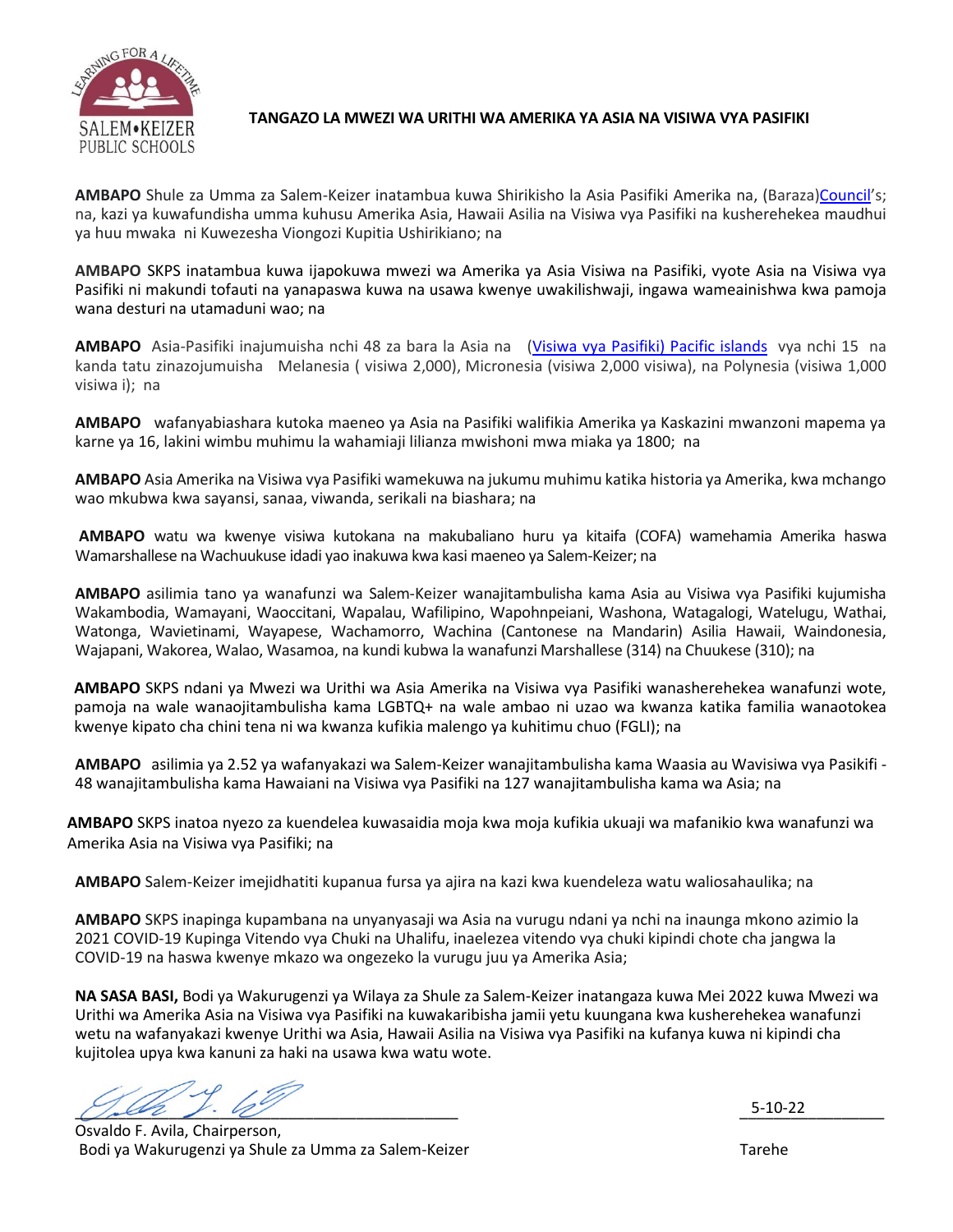LEARNING FOR A LIFETIME

SALEM•KEIZER PUBLIC SCHOOLS

**TANGAZO LA MWEZI WA URITHI WA AMERIKA YA ASIA NA VISIWA VYA PASIFIKI**

**AMBAPO** Shule za Umma za Salem-Keizer inatambua kuwa Shirikisho la Asia Pasifiki Amerika na, (Baraza)Council's; na, kazi ya kuwafundisha umma kuhusu Amerika Asia, Hawaii Asilia na Visiwa vya Pasifiki na kusherehekea maudhui ya huu mwaka ni Kuwezesha Viongozi Kupitia Ushirikiano; na

**AMBAPO** SKPS inatambua kuwa ijapokuwa mwezi wa Amerika ya Asia Visiwa na Pasifiki, vyote Asia na Visiwa vya Pasifiki ni makundi tofauti na yanapaswa kuwa na usawa kwenye uwakilishwaji, ingawa wameainishwa kwa pamoja wana desturi na utamaduni wao; na

**AMBAPO** Asia-Pasifiki inajumuisha nchi 48 za bara la Asia na (Visiwa vya Pasifiki) Pacific islands vya nchi 15 na kanda tatu zinazojumuisha Melanesia ( visiwa 2,000), Micronesia (visiwa 2,000 visiwa), na Polynesia (visiwa 1,000 visiwa i); na

**AMBAPO** wafanyabiashara kutoka maeneo ya Asia na Pasifiki walifikia Amerika ya Kaskazini mwanzoni mapema ya karne ya 16, lakini wimbu muhimu la wahamiaji lilianza mwishoni mwa miaka ya 1800; na

**AMBAPO** Asia Amerika na Visiwa vya Pasifiki wamekuwa na jukumu muhimu katika historia ya Amerika, kwa mchango wao mkubwa kwa sayansi, sanaa, viwanda, serikali na biashara; na

**AMBAPO** watu wa kwenye visiwa kutokana na makubaliano huru ya kitaifa (COFA) wamehamia Amerika haswa Wamarshallese na Wachuukuse idadi yao inakuwa kwa kasi maeneo ya Salem-Keizer; na

**AMBAPO** asilimia tano ya wanafunzi wa Salem-Keizer wanajitambulisha kama Asia au Visiwa vya Pasifiki kujumisha Wakambodia, Wamayani, Waoccitani, Wapalau, Wafilipino, Wapohnpeiani, Washona, Watagalogi, Watelugu, Wathai, Watonga, Wavietinami, Wayapese, Wachamorro, Wachina (Cantonese na Mandarin) Asilia Hawaii, Waindonesia, Wajapani, Wakorea, Walao, Wasamoa, na kundi kubwa la wanafunzi Marshallese (314) na Chuukese (310); na

**AMBAPO** SKPS ndani ya Mwezi wa Urithi wa Asia Amerika na Visiwa vya Pasifiki wanasherehekea wanafunzi wote, pamoja na wale wanaojitambulisha kama LGBTQ+ na wale ambao ni uzao wa kwanza katika familia wanaotokea kwenye kipato cha chini tena ni wa kwanza kufikia malengo ya kuhitimu chuo (FGLI); na

**AMBAPO** asilimia ya 2.52 ya wafanyakazi wa Salem-Keizer wanajitambulisha kama Waasia au Wavisiwa vya Pasikifi - 48 wanajitambulisha kama Hawaiani na Visiwa vya Pasifiki na 127 wanajitambulisha kama wa Asia; na

**AMBAPO** SKPS inatoa nyezo za kuendelea kuwasaidia moja kwa moja kufikia ukuaji wa mafanikio kwa wanafunzi wa Amerika Asia na Visiwa vya Pasifiki; na

**AMBAPO** Salem-Keizer imejidhatiti kupanua fursa ya ajira na kazi kwa kuendeleza watu waliosahaulika; na

**AMBAPO** SKPS inapinga kupambana na unyanyasaji wa Asia na vurugu ndani ya nchi na inaunga mkono azimio la 2021 COVID-19 Kupinga Vitendo vya Chuki na Uhalifu, inaelezea vitendo vya chuki kipindi chote cha jangwa la COVID-19 na haswa kwenye mkazo wa ongezeko la vurugu juu ya Amerika Asia;

**NA SASA BASI,** Bodi ya Wakurugenzi ya Wilaya za Shule za Salem-Keizer inatangaza kuwa Mei 2022 kuwa Mwezi wa Urithi wa Amerika Asia na Visiwa vya Pasifiki na kuwakaribisha jamii yetu kuungana kwa kusherehekea wanafunzi wetu na wafanyakazi kwenye Urithi wa Asia, Hawaii Asilia na Visiwa vya Pasifiki na kufanya kuwa ni kipindi cha kujitolea upya kwa kanuni za haki na usawa kwa watu wote.

_______________________________ 5-10-22

Osvaldo F. Avila, Chairperson,
Bodi ya Wakurugenzi ya Shule za Umma za Salem-Keizer

Tarehe